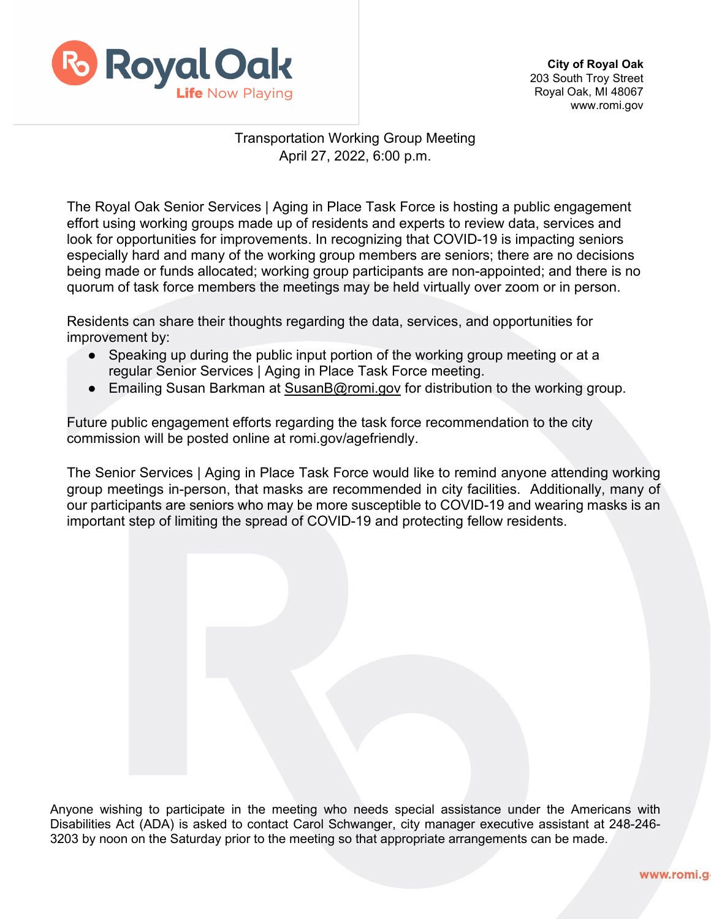**City of Royal Oak**
203 South Troy Street
Royal Oak, MI 48067
www.romi.gov

Transportation Working Group Meeting
April 27, 2022, 6:00 p.m.

The Royal Oak Senior Services | Aging in Place Task Force is hosting a public engagement effort using working groups made up of residents and experts to review data, services and look for opportunities for improvements. In recognizing that COVID-19 is impacting seniors especially hard and many of the working group members are seniors; there are no decisions being made or funds allocated; working group participants are non-appointed; and there is no quorum of task force members the meetings may be held virtually over zoom or in person.

Residents can share their thoughts regarding the data, services, and opportunities for improvement by:

- Speaking up during the public input portion of the working group meeting or at a regular Senior Services | Aging in Place Task Force meeting.
- Emailing Susan Barkman at SusanB@romi.gov for distribution to the working group.

Future public engagement efforts regarding the task force recommendation to the city commission will be posted online at romi.gov/agefriendly.

The Senior Services | Aging in Place Task Force would like to remind anyone attending working group meetings in-person, that masks are recommended in city facilities. Additionally, many of our participants are seniors who may be more susceptible to COVID-19 and wearing masks is an important step of limiting the spread of COVID-19 and protecting fellow residents.

Anyone wishing to participate in the meeting who needs special assistance under the Americans with Disabilities Act (ADA) is asked to contact Carol Schwanger, city manager executive assistant at 248-246-3203 by noon on the Saturday prior to the meeting so that appropriate arrangements can be made.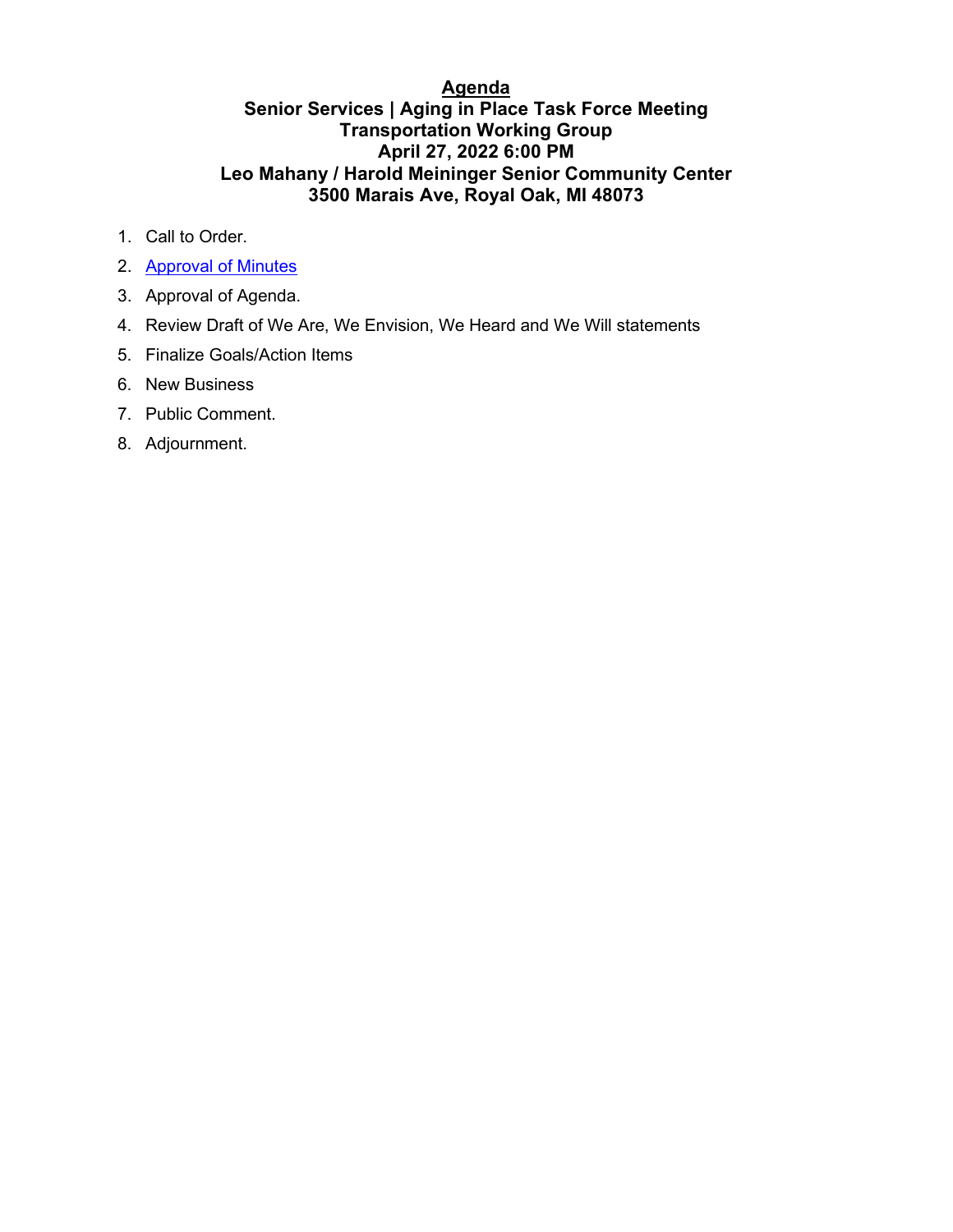# Agenda

## Senior Services | Aging in Place Task Force Meeting
## Transportation Working Group
## April 27, 2022 6:00 PM
## Leo Mahany / Harold Meininger Senior Community Center
## 3500 Marais Ave, Royal Oak, MI 48073

1. Call to Order.
2. Approval of Minutes
3. Approval of Agenda.
4. Review Draft of We Are, We Envision, We Heard and We Will statements
5. Finalize Goals/Action Items
6. New Business
7. Public Comment.
8. Adjournment.